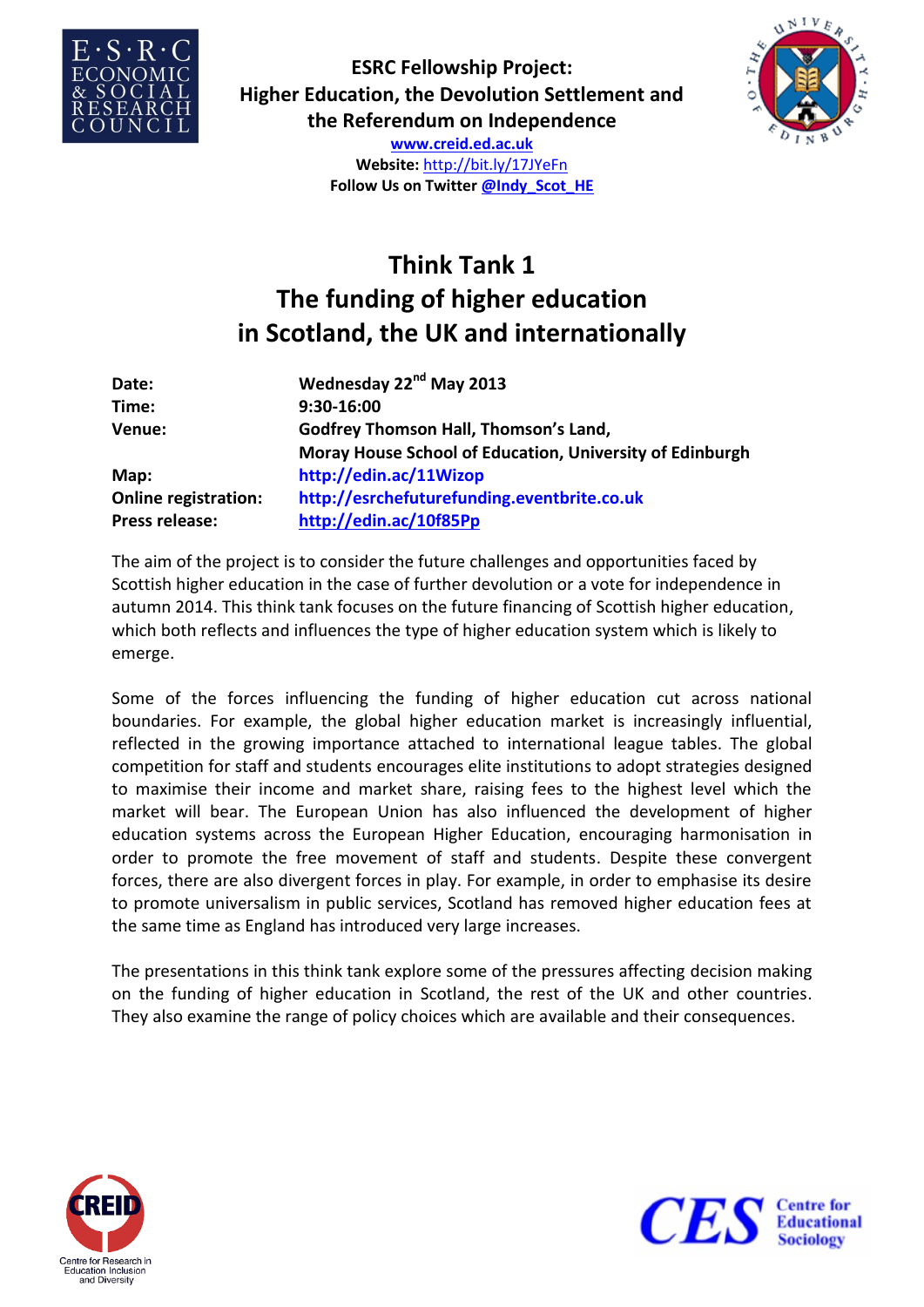**ESRC Fellowship Project:**
**Higher Education, the Devolution Settlement and the Referendum on Independence**

**www.creid.ed.ac.uk**
**Website:** http://bit.ly/17JYeFn
**Follow Us on Twitter @Indy_Scot_HE**

# Think Tank 1
# The funding of higher education in Scotland, the UK and internationally

| | |
|---|---|
| **Date:** | **Wednesday 22nd May 2013** |
| **Time:** | **9:30-16:00** |
| **Venue:** | **Godfrey Thomson Hall, Thomson's Land, Moray House School of Education, University of Edinburgh** |
| **Map:** | **http://edin.ac/11Wizop** |
| **Online registration:** | **http://esrchefuturefunding.eventbrite.co.uk** |
| **Press release:** | **http://edin.ac/10f85Pp** |

The aim of the project is to consider the future challenges and opportunities faced by Scottish higher education in the case of further devolution or a vote for independence in autumn 2014. This think tank focuses on the future financing of Scottish higher education, which both reflects and influences the type of higher education system which is likely to emerge.

Some of the forces influencing the funding of higher education cut across national boundaries. For example, the global higher education market is increasingly influential, reflected in the growing importance attached to international league tables. The global competition for staff and students encourages elite institutions to adopt strategies designed to maximise their income and market share, raising fees to the highest level which the market will bear. The European Union has also influenced the development of higher education systems across the European Higher Education, encouraging harmonisation in order to promote the free movement of staff and students. Despite these convergent forces, there are also divergent forces in play. For example, in order to emphasise its desire to promote universalism in public services, Scotland has removed higher education fees at the same time as England has introduced very large increases.

The presentations in this think tank explore some of the pressures affecting decision making on the funding of higher education in Scotland, the rest of the UK and other countries. They also examine the range of policy choices which are available and their consequences.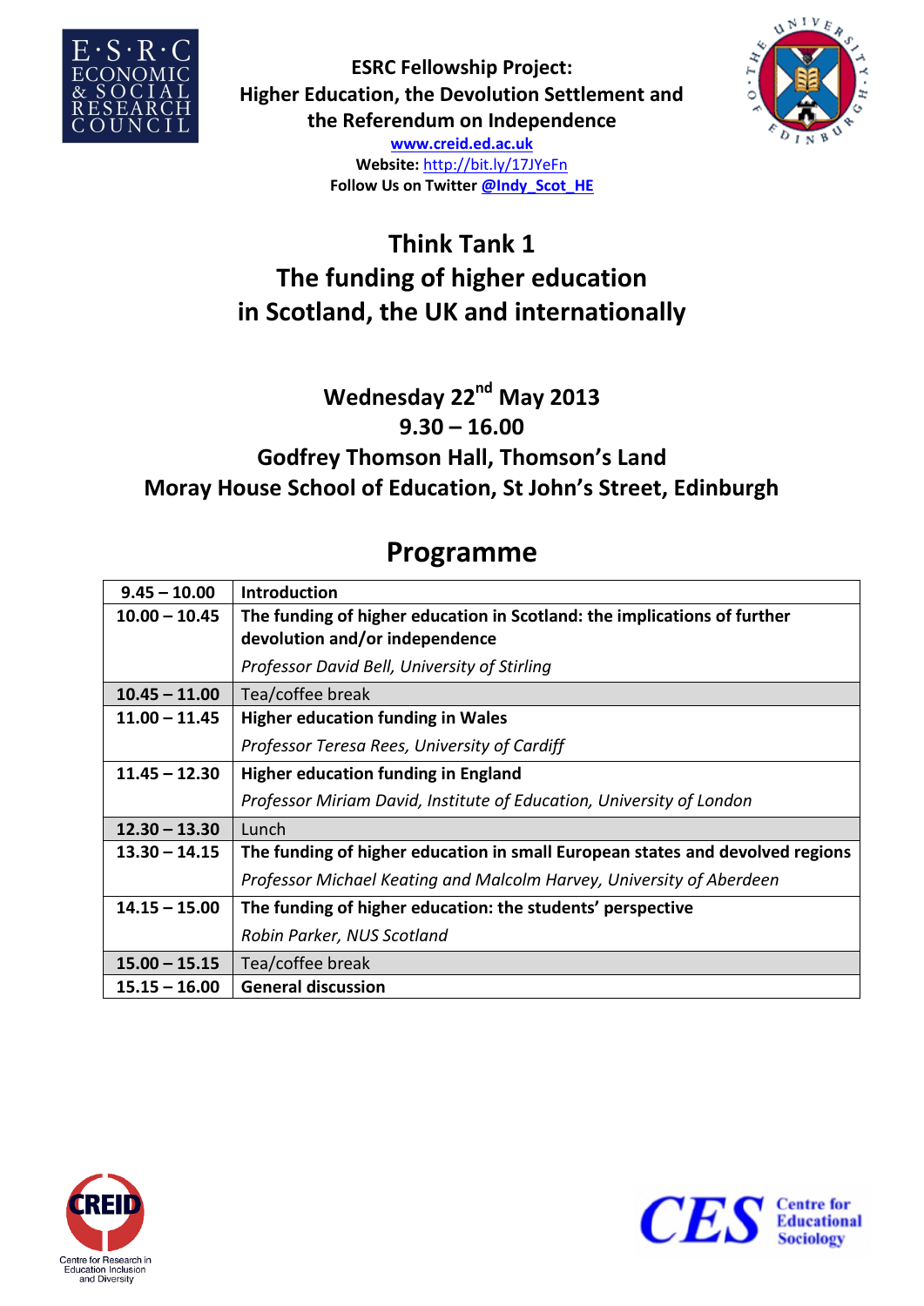**ESRC Fellowship Project:**
**Higher Education, the Devolution Settlement and the Referendum on Independence**

**www.creid.ed.ac.uk**

**Website:** http://bit.ly/17JYeFn

**Follow Us on Twitter @Indy_Scot_HE**

# Think Tank 1
# The funding of higher education in Scotland, the UK and internationally

## Wednesday 22nd May 2013
## 9.30 – 16.00
## Godfrey Thomson Hall, Thomson's Land
## Moray House School of Education, St John's Street, Edinburgh

# Programme

| | |
|---|---|
| **9.45 – 10.00** | **Introduction** |
| **10.00 – 10.45** | **The funding of higher education in Scotland: the implications of further devolution and/or independence**<br>*Professor David Bell, University of Stirling* |
| **10.45 – 11.00** | Tea/coffee break |
| **11.00 – 11.45** | **Higher education funding in Wales**<br>*Professor Teresa Rees, University of Cardiff* |
| **11.45 – 12.30** | **Higher education funding in England**<br>*Professor Miriam David, Institute of Education, University of London* |
| **12.30 – 13.30** | Lunch |
| **13.30 – 14.15** | **The funding of higher education in small European states and devolved regions**<br>*Professor Michael Keating and Malcolm Harvey, University of Aberdeen* |
| **14.15 – 15.00** | **The funding of higher education: the students' perspective**<br>*Robin Parker, NUS Scotland* |
| **15.00 – 15.15** | Tea/coffee break |
| **15.15 – 16.00** | **General discussion** |